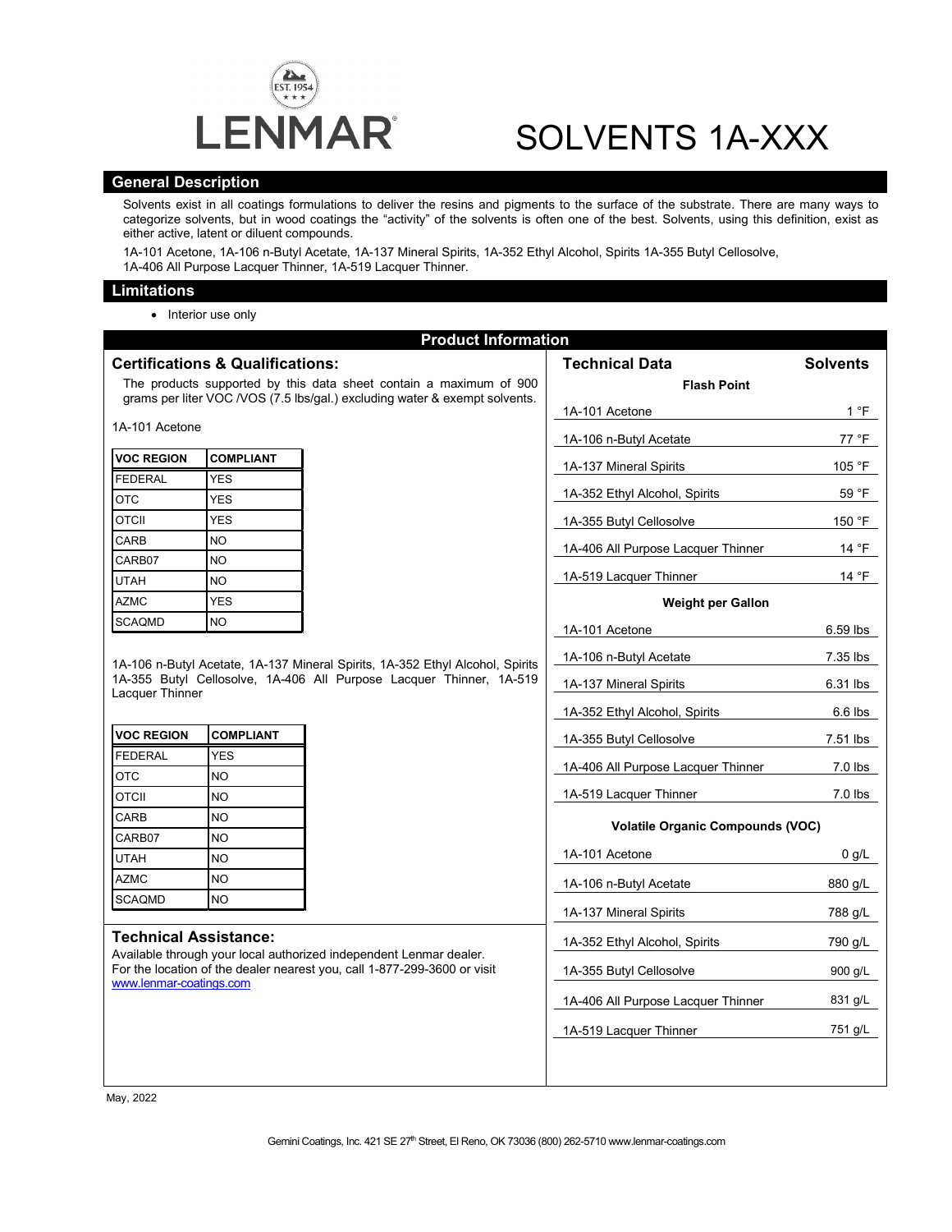LENMAR

# SOLVENTS 1A-XXX

## General Description

Solvents exist in all coatings formulations to deliver the resins and pigments to the surface of the substrate. There are many ways to categorize solvents, but in wood coatings the "activity" of the solvents is often one of the best. Solvents, using this definition, exist as either active, latent or diluent compounds.

1A-101 Acetone, 1A-106 n-Butyl Acetate, 1A-137 Mineral Spirits, 1A-352 Ethyl Alcohol, Spirits 1A-355 Butyl Cellosolve, 1A-406 All Purpose Lacquer Thinner, 1A-519 Lacquer Thinner.

## Limitations

- Interior use only

## Product Information

### Certifications & Qualifications:

The products supported by this data sheet contain a maximum of 900 grams per liter VOC /VOS (7.5 lbs/gal.) excluding water & exempt solvents.

1A-101 Acetone

| VOC REGION | COMPLIANT |
|---|---|
| FEDERAL | YES |
| OTC | YES |
| OTCII | YES |
| CARB | NO |
| CARB07 | NO |
| UTAH | NO |
| AZMC | YES |
| SCAQMD | NO |

1A-106 n-Butyl Acetate, 1A-137 Mineral Spirits, 1A-352 Ethyl Alcohol, Spirits 1A-355 Butyl Cellosolve, 1A-406 All Purpose Lacquer Thinner, 1A-519 Lacquer Thinner

| VOC REGION | COMPLIANT |
|---|---|
| FEDERAL | YES |
| OTC | NO |
| OTCII | NO |
| CARB | NO |
| CARB07 | NO |
| UTAH | NO |
| AZMC | NO |
| SCAQMD | NO |

### Technical Assistance:

Available through your local authorized independent Lenmar dealer. For the location of the dealer nearest you, call 1-877-299-3600 or visit www.lenmar-coatings.com

### Technical Data

| Technical Data | Solvents |
|---|---|
| **Flash Point** | |
| 1A-101 Acetone | 1 °F |
| 1A-106 n-Butyl Acetate | 77 °F |
| 1A-137 Mineral Spirits | 105 °F |
| 1A-352 Ethyl Alcohol, Spirits | 59 °F |
| 1A-355 Butyl Cellosolve | 150 °F |
| 1A-406 All Purpose Lacquer Thinner | 14 °F |
| 1A-519 Lacquer Thinner | 14 °F |
| **Weight per Gallon** | |
| 1A-101 Acetone | 6.59 lbs |
| 1A-106 n-Butyl Acetate | 7.35 lbs |
| 1A-137 Mineral Spirits | 6.31 lbs |
| 1A-352 Ethyl Alcohol, Spirits | 6.6 lbs |
| 1A-355 Butyl Cellosolve | 7.51 lbs |
| 1A-406 All Purpose Lacquer Thinner | 7.0 lbs |
| 1A-519 Lacquer Thinner | 7.0 lbs |
| **Volatile Organic Compounds (VOC)** | |
| 1A-101 Acetone | 0 g/L |
| 1A-106 n-Butyl Acetate | 880 g/L |
| 1A-137 Mineral Spirits | 788 g/L |
| 1A-352 Ethyl Alcohol, Spirits | 790 g/L |
| 1A-355 Butyl Cellosolve | 900 g/L |
| 1A-406 All Purpose Lacquer Thinner | 831 g/L |
| 1A-519 Lacquer Thinner | 751 g/L |

May, 2022

Gemini Coatings, Inc. 421 SE 27th Street, El Reno, OK 73036 (800) 262-5710 www.lenmar-coatings.com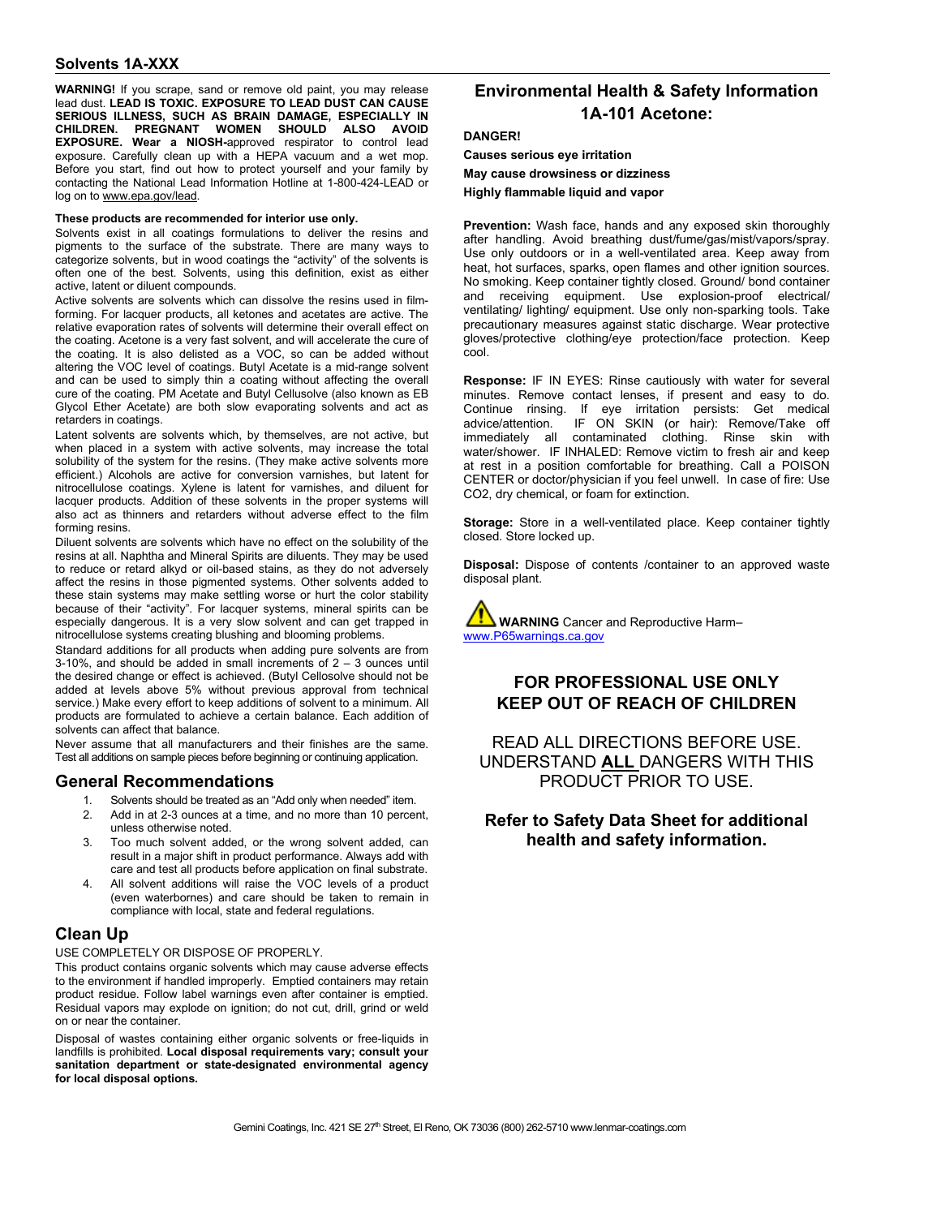## Solvents 1A-XXX

**WARNING!** If you scrape, sand or remove old paint, you may release lead dust. **LEAD IS TOXIC. EXPOSURE TO LEAD DUST CAN CAUSE SERIOUS ILLNESS, SUCH AS BRAIN DAMAGE, ESPECIALLY IN CHILDREN. PREGNANT WOMEN SHOULD ALSO AVOID EXPOSURE. Wear a NIOSH-**approved respirator to control lead exposure. Carefully clean up with a HEPA vacuum and a wet mop. Before you start, find out how to protect yourself and your family by contacting the National Lead Information Hotline at 1-800-424-LEAD or log on to www.epa.gov/lead.

**These products are recommended for interior use only.**

Solvents exist in all coatings formulations to deliver the resins and pigments to the surface of the substrate. There are many ways to categorize solvents, but in wood coatings the "activity" of the solvents is often one of the best. Solvents, using this definition, exist as either active, latent or diluent compounds.

Active solvents are solvents which can dissolve the resins used in film-forming. For lacquer products, all ketones and acetates are active. The relative evaporation rates of solvents will determine their overall effect on the coating. Acetone is a very fast solvent, and will accelerate the cure of the coating. It is also delisted as a VOC, so can be added without altering the VOC level of coatings. Butyl Acetate is a mid-range solvent and can be used to simply thin a coating without affecting the overall cure of the coating. PM Acetate and Butyl Cellusolve (also known as EB Glycol Ether Acetate) are both slow evaporating solvents and act as retarders in coatings.

Latent solvents are solvents which, by themselves, are not active, but when placed in a system with active solvents, may increase the total solubility of the system for the resins. (They make active solvents more efficient.) Alcohols are active for conversion varnishes, but latent for nitrocellulose coatings. Xylene is latent for varnishes, and diluent for lacquer products. Addition of these solvents in the proper systems will also act as thinners and retarders without adverse effect to the film forming resins.

Diluent solvents are solvents which have no effect on the solubility of the resins at all. Naphtha and Mineral Spirits are diluents. They may be used to reduce or retard alkyd or oil-based stains, as they do not adversely affect the resins in those pigmented systems. Other solvents added to these stain systems may make settling worse or hurt the color stability because of their "activity". For lacquer systems, mineral spirits can be especially dangerous. It is a very slow solvent and can get trapped in nitrocellulose systems creating blushing and blooming problems.

Standard additions for all products when adding pure solvents are from 3-10%, and should be added in small increments of 2 – 3 ounces until the desired change or effect is achieved. (Butyl Cellosolve should not be added at levels above 5% without previous approval from technical service.) Make every effort to keep additions of solvent to a minimum. All products are formulated to achieve a certain balance. Each addition of solvents can affect that balance.

Never assume that all manufacturers and their finishes are the same. Test all additions on sample pieces before beginning or continuing application.

## General Recommendations

1. Solvents should be treated as an "Add only when needed" item.
2. Add in at 2-3 ounces at a time, and no more than 10 percent, unless otherwise noted.
3. Too much solvent added, or the wrong solvent added, can result in a major shift in product performance. Always add with care and test all products before application on final substrate.
4. All solvent additions will raise the VOC levels of a product (even waterbornes) and care should be taken to remain in compliance with local, state and federal regulations.

## Clean Up

USE COMPLETELY OR DISPOSE OF PROPERLY.

This product contains organic solvents which may cause adverse effects to the environment if handled improperly. Emptied containers may retain product residue. Follow label warnings even after container is emptied. Residual vapors may explode on ignition; do not cut, drill, grind or weld on or near the container.

Disposal of wastes containing either organic solvents or free-liquids in landfills is prohibited. **Local disposal requirements vary; consult your sanitation department or state-designated environmental agency for local disposal options.**

## Environmental Health & Safety Information 1A-101 Acetone:

**DANGER!**

**Causes serious eye irritation**

**May cause drowsiness or dizziness**

**Highly flammable liquid and vapor**

**Prevention:** Wash face, hands and any exposed skin thoroughly after handling. Avoid breathing dust/fume/gas/mist/vapors/spray. Use only outdoors or in a well-ventilated area. Keep away from heat, hot surfaces, sparks, open flames and other ignition sources. No smoking. Keep container tightly closed. Ground/ bond container and receiving equipment. Use explosion-proof electrical/ ventilating/ lighting/ equipment. Use only non-sparking tools. Take precautionary measures against static discharge. Wear protective gloves/protective clothing/eye protection/face protection. Keep cool.

**Response:** IF IN EYES: Rinse cautiously with water for several minutes. Remove contact lenses, if present and easy to do. Continue rinsing. If eye irritation persists: Get medical advice/attention. IF ON SKIN (or hair): Remove/Take off immediately all contaminated clothing. Rinse skin with water/shower. IF INHALED: Remove victim to fresh air and keep at rest in a position comfortable for breathing. Call a POISON CENTER or doctor/physician if you feel unwell. In case of fire: Use $CO_2$, dry chemical, or foam for extinction.

**Storage:** Store in a well-ventilated place. Keep container tightly closed. Store locked up.

**Disposal:** Dispose of contents /container to an approved waste disposal plant.

**WARNING** Cancer and Reproductive Harm– www.P65warnings.ca.gov

**FOR PROFESSIONAL USE ONLY**
**KEEP OUT OF REACH OF CHILDREN**

READ ALL DIRECTIONS BEFORE USE. UNDERSTAND **ALL** DANGERS WITH THIS PRODUCT PRIOR TO USE.

**Refer to Safety Data Sheet for additional health and safety information.**

Gemini Coatings, Inc. 421 SE 27th Street, El Reno, OK 73036 (800) 262-5710 www.lenmar-coatings.com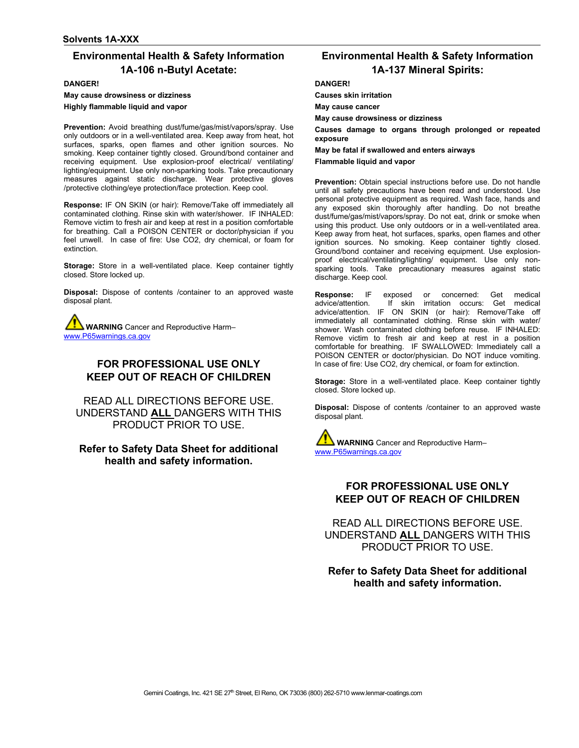# Environmental Health & Safety Information 1A-106 n-Butyl Acetate:

**DANGER!**

**May cause drowsiness or dizziness**

**Highly flammable liquid and vapor**

**Prevention:** Avoid breathing dust/fume/gas/mist/vapors/spray. Use only outdoors or in a well-ventilated area. Keep away from heat, hot surfaces, sparks, open flames and other ignition sources. No smoking. Keep container tightly closed. Ground/bond container and receiving equipment. Use explosion-proof electrical/ ventilating/ lighting/equipment. Use only non-sparking tools. Take precautionary measures against static discharge. Wear protective gloves /protective clothing/eye protection/face protection. Keep cool.

**Response:** IF ON SKIN (or hair): Remove/Take off immediately all contaminated clothing. Rinse skin with water/shower. IF INHALED: Remove victim to fresh air and keep at rest in a position comfortable for breathing. Call a POISON CENTER or doctor/physician if you feel unwell. In case of fire: Use CO2, dry chemical, or foam for extinction.

**Storage:** Store in a well-ventilated place. Keep container tightly closed. Store locked up.

**Disposal:** Dispose of contents /container to an approved waste disposal plant.

**WARNING** Cancer and Reproductive Harm– www.P65warnings.ca.gov

**FOR PROFESSIONAL USE ONLY**
**KEEP OUT OF REACH OF CHILDREN**

READ ALL DIRECTIONS BEFORE USE. UNDERSTAND **ALL** DANGERS WITH THIS PRODUCT PRIOR TO USE.

**Refer to Safety Data Sheet for additional health and safety information.**

# Environmental Health & Safety Information 1A-137 Mineral Spirits:

**DANGER!**

**Causes skin irritation**

**May cause cancer**

**May cause drowsiness or dizziness**

**Causes damage to organs through prolonged or repeated exposure**

**May be fatal if swallowed and enters airways**

**Flammable liquid and vapor**

**Prevention:** Obtain special instructions before use. Do not handle until all safety precautions have been read and understood. Use personal protective equipment as required. Wash face, hands and any exposed skin thoroughly after handling. Do not breathe dust/fume/gas/mist/vapors/spray. Do not eat, drink or smoke when using this product. Use only outdoors or in a well-ventilated area. Keep away from heat, hot surfaces, sparks, open flames and other ignition sources. No smoking. Keep container tightly closed. Ground/bond container and receiving equipment. Use explosion-proof electrical/ventilating/lighting/ equipment. Use only non-sparking tools. Take precautionary measures against static discharge. Keep cool.

**Response:** IF exposed or concerned: Get medical advice/attention. If skin irritation occurs: Get medical advice/attention. IF ON SKIN (or hair): Remove/Take off immediately all contaminated clothing. Rinse skin with water/ shower. Wash contaminated clothing before reuse. IF INHALED: Remove victim to fresh air and keep at rest in a position comfortable for breathing. IF SWALLOWED: Immediately call a POISON CENTER or doctor/physician. Do NOT induce vomiting. In case of fire: Use CO2, dry chemical, or foam for extinction.

**Storage:** Store in a well-ventilated place. Keep container tightly closed. Store locked up.

**Disposal:** Dispose of contents /container to an approved waste disposal plant.

**WARNING** Cancer and Reproductive Harm– www.P65warnings.ca.gov

**FOR PROFESSIONAL USE ONLY**
**KEEP OUT OF REACH OF CHILDREN**

READ ALL DIRECTIONS BEFORE USE. UNDERSTAND **ALL** DANGERS WITH THIS PRODUCT PRIOR TO USE.

**Refer to Safety Data Sheet for additional health and safety information.**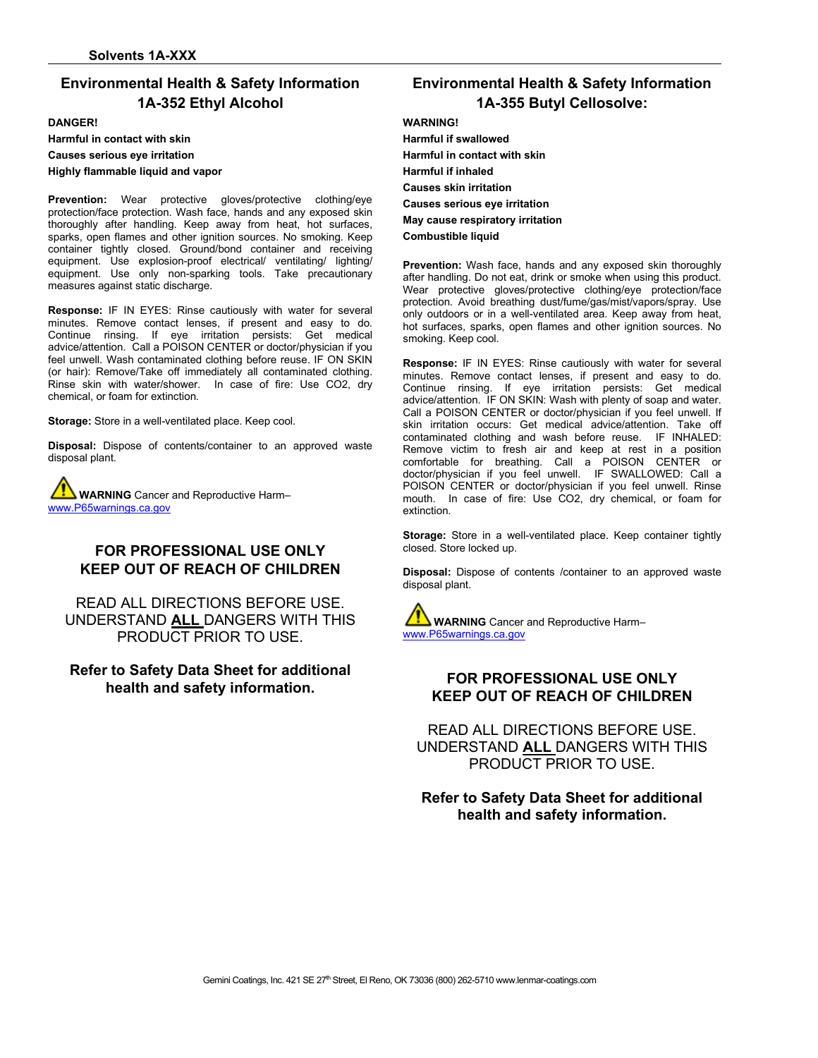## Environmental Health & Safety Information
## 1A-352 Ethyl Alcohol

**DANGER!**

**Harmful in contact with skin**

**Causes serious eye irritation**

**Highly flammable liquid and vapor**

**Prevention:** Wear protective gloves/protective clothing/eye protection/face protection. Wash face, hands and any exposed skin thoroughly after handling. Keep away from heat, hot surfaces, sparks, open flames and other ignition sources. No smoking. Keep container tightly closed. Ground/bond container and receiving equipment. Use explosion-proof electrical/ ventilating/ lighting/ equipment. Use only non-sparking tools. Take precautionary measures against static discharge.

**Response:** IF IN EYES: Rinse cautiously with water for several minutes. Remove contact lenses, if present and easy to do. Continue rinsing. If eye irritation persists: Get medical advice/attention. Call a POISON CENTER or doctor/physician if you feel unwell. Wash contaminated clothing before reuse. IF ON SKIN (or hair): Remove/Take off immediately all contaminated clothing. Rinse skin with water/shower. In case of fire: Use CO2, dry chemical, or foam for extinction.

**Storage:** Store in a well-ventilated place. Keep cool.

**Disposal:** Dispose of contents/container to an approved waste disposal plant.

**WARNING** Cancer and Reproductive Harm– www.P65warnings.ca.gov

**FOR PROFESSIONAL USE ONLY**
**KEEP OUT OF REACH OF CHILDREN**

READ ALL DIRECTIONS BEFORE USE. UNDERSTAND **ALL** DANGERS WITH THIS PRODUCT PRIOR TO USE.

**Refer to Safety Data Sheet for additional health and safety information.**

## Environmental Health & Safety Information
## 1A-355 Butyl Cellosolve:

**WARNING!**

**Harmful if swallowed**

**Harmful in contact with skin**

**Harmful if inhaled**

**Causes skin irritation**

**Causes serious eye irritation**

**May cause respiratory irritation**

**Combustible liquid**

**Prevention:** Wash face, hands and any exposed skin thoroughly after handling. Do not eat, drink or smoke when using this product. Wear protective gloves/protective clothing/eye protection/face protection. Avoid breathing dust/fume/gas/mist/vapors/spray. Use only outdoors or in a well-ventilated area. Keep away from heat, hot surfaces, sparks, open flames and other ignition sources. No smoking. Keep cool.

**Response:** IF IN EYES: Rinse cautiously with water for several minutes. Remove contact lenses, if present and easy to do. Continue rinsing. If eye irritation persists: Get medical advice/attention. IF ON SKIN: Wash with plenty of soap and water. Call a POISON CENTER or doctor/physician if you feel unwell. If skin irritation occurs: Get medical advice/attention. Take off contaminated clothing and wash before reuse. IF INHALED: Remove victim to fresh air and keep at rest in a position comfortable for breathing. Call a POISON CENTER or doctor/physician if you feel unwell. IF SWALLOWED: Call a POISON CENTER or doctor/physician if you feel unwell. Rinse mouth. In case of fire: Use CO2, dry chemical, or foam for extinction.

**Storage:** Store in a well-ventilated place. Keep container tightly closed. Store locked up.

**Disposal:** Dispose of contents /container to an approved waste disposal plant.

**WARNING** Cancer and Reproductive Harm– www.P65warnings.ca.gov

**FOR PROFESSIONAL USE ONLY**
**KEEP OUT OF REACH OF CHILDREN**

READ ALL DIRECTIONS BEFORE USE. UNDERSTAND **ALL** DANGERS WITH THIS PRODUCT PRIOR TO USE.

**Refer to Safety Data Sheet for additional health and safety information.**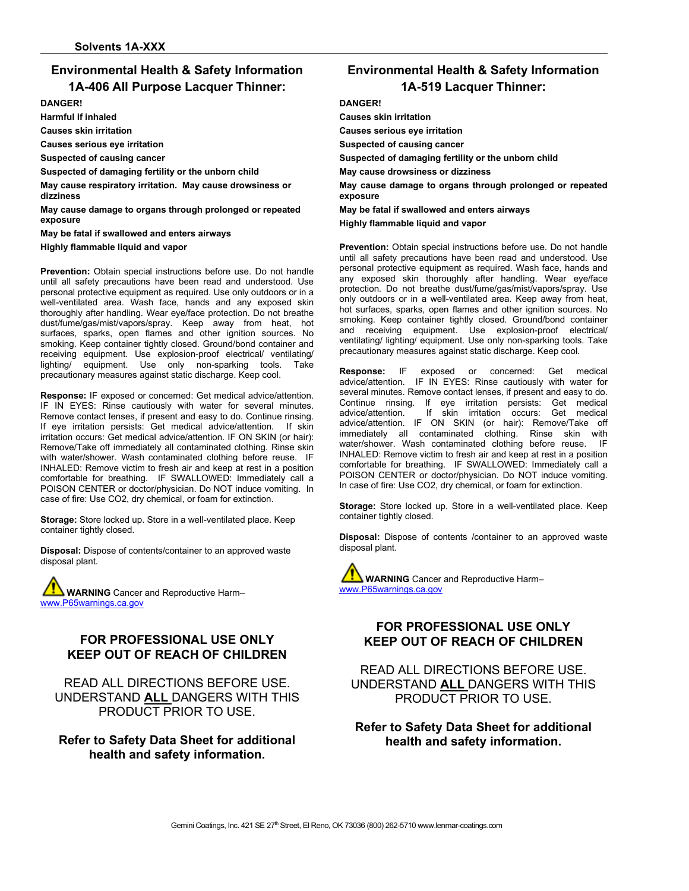## Environmental Health & Safety Information 1A-406 All Purpose Lacquer Thinner:

**DANGER!**

**Harmful if inhaled**

**Causes skin irritation**

**Causes serious eye irritation**

**Suspected of causing cancer**

**Suspected of damaging fertility or the unborn child**

**May cause respiratory irritation. May cause drowsiness or dizziness**

**May cause damage to organs through prolonged or repeated exposure**

**May be fatal if swallowed and enters airways**

**Highly flammable liquid and vapor**

**Prevention:** Obtain special instructions before use. Do not handle until all safety precautions have been read and understood. Use personal protective equipment as required. Use only outdoors or in a well-ventilated area. Wash face, hands and any exposed skin thoroughly after handling. Wear eye/face protection. Do not breathe dust/fume/gas/mist/vapors/spray. Keep away from heat, hot surfaces, sparks, open flames and other ignition sources. No smoking. Keep container tightly closed. Ground/bond container and receiving equipment. Use explosion-proof electrical/ ventilating/ lighting/ equipment. Use only non-sparking tools. Take precautionary measures against static discharge. Keep cool.

**Response:** IF exposed or concerned: Get medical advice/attention. IF IN EYES: Rinse cautiously with water for several minutes. Remove contact lenses, if present and easy to do. Continue rinsing. If eye irritation persists: Get medical advice/attention. If skin irritation occurs: Get medical advice/attention. IF ON SKIN (or hair): Remove/Take off immediately all contaminated clothing. Rinse skin with water/shower. Wash contaminated clothing before reuse. IF INHALED: Remove victim to fresh air and keep at rest in a position comfortable for breathing. IF SWALLOWED: Immediately call a POISON CENTER or doctor/physician. Do NOT induce vomiting. In case of fire: Use CO2, dry chemical, or foam for extinction.

**Storage:** Store locked up. Store in a well-ventilated place. Keep container tightly closed.

**Disposal:** Dispose of contents/container to an approved waste disposal plant.

**WARNING** Cancer and Reproductive Harm– www.P65warnings.ca.gov

**FOR PROFESSIONAL USE ONLY**
**KEEP OUT OF REACH OF CHILDREN**

READ ALL DIRECTIONS BEFORE USE. UNDERSTAND **ALL** DANGERS WITH THIS PRODUCT PRIOR TO USE.

**Refer to Safety Data Sheet for additional health and safety information.**

## Environmental Health & Safety Information 1A-519 Lacquer Thinner:

**DANGER!**

**Causes skin irritation**

**Causes serious eye irritation**

**Suspected of causing cancer**

**Suspected of damaging fertility or the unborn child**

**May cause drowsiness or dizziness**

**May cause damage to organs through prolonged or repeated exposure**

**May be fatal if swallowed and enters airways**

**Highly flammable liquid and vapor**

**Prevention:** Obtain special instructions before use. Do not handle until all safety precautions have been read and understood. Use personal protective equipment as required. Wash face, hands and any exposed skin thoroughly after handling. Wear eye/face protection. Do not breathe dust/fume/gas/mist/vapors/spray. Use only outdoors or in a well-ventilated area. Keep away from heat, hot surfaces, sparks, open flames and other ignition sources. No smoking. Keep container tightly closed. Ground/bond container and receiving equipment. Use explosion-proof electrical/ ventilating/ lighting/ equipment. Use only non-sparking tools. Take precautionary measures against static discharge. Keep cool.

**Response:** IF exposed or concerned: Get medical advice/attention. IF IN EYES: Rinse cautiously with water for several minutes. Remove contact lenses, if present and easy to do. Continue rinsing. If eye irritation persists: Get medical advice/attention. If skin irritation occurs: Get medical advice/attention. IF ON SKIN (or hair): Remove/Take off immediately all contaminated clothing. Rinse skin with water/shower. Wash contaminated clothing before reuse. IF INHALED: Remove victim to fresh air and keep at rest in a position comfortable for breathing. IF SWALLOWED: Immediately call a POISON CENTER or doctor/physician. Do NOT induce vomiting. In case of fire: Use CO2, dry chemical, or foam for extinction.

**Storage:** Store locked up. Store in a well-ventilated place. Keep container tightly closed.

**Disposal:** Dispose of contents /container to an approved waste disposal plant.

**WARNING** Cancer and Reproductive Harm– www.P65warnings.ca.gov

**FOR PROFESSIONAL USE ONLY**
**KEEP OUT OF REACH OF CHILDREN**

READ ALL DIRECTIONS BEFORE USE. UNDERSTAND **ALL** DANGERS WITH THIS PRODUCT PRIOR TO USE.

**Refer to Safety Data Sheet for additional health and safety information.**